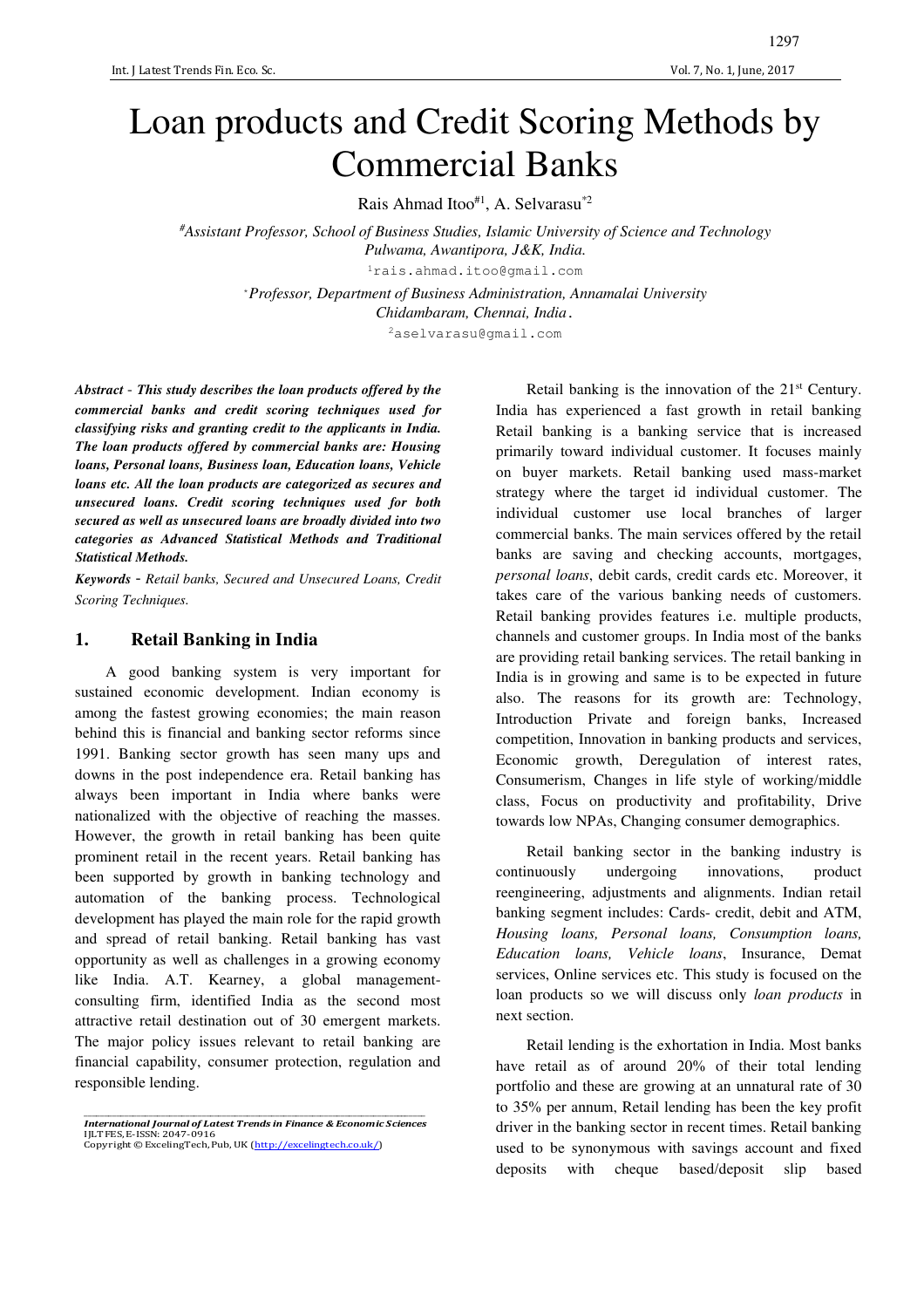# Loan products and Credit Scoring Methods by Commercial Banks

Rais Ahmad Itoo[#1], A. Selvarasu[*2]

[#]*Assistant Professor, School of Business Studies, Islamic University of Science and Technology Pulwama, Awantipora, J&K, India.*

[1]rais.ahmad.itoo@gmail.com

[*]*Professor, Department of Business Administration, Annamalai University Chidambaram, Chennai, India.*

[2]aselvarasu@gmail.com

***Abstract** - This study describes the loan products offered by the commercial banks and credit scoring techniques used for classifying risks and granting credit to the applicants in India. The loan products offered by commercial banks are: Housing loans, Personal loans, Business loan, Education loans, Vehicle loans etc. All the loan products are categorized as secures and unsecured loans. Credit scoring techniques used for both secured as well as unsecured loans are broadly divided into two categories as Advanced Statistical Methods and Traditional Statistical Methods.*

***Keywords** - Retail banks, Secured and Unsecured Loans, Credit Scoring Techniques.*

## 1. Retail Banking in India

A good banking system is very important for sustained economic development. Indian economy is among the fastest growing economies; the main reason behind this is financial and banking sector reforms since 1991. Banking sector growth has seen many ups and downs in the post independence era. Retail banking has always been important in India where banks were nationalized with the objective of reaching the masses. However, the growth in retail banking has been quite prominent retail in the recent years. Retail banking has been supported by growth in banking technology and automation of the banking process. Technological development has played the main role for the rapid growth and spread of retail banking. Retail banking has vast opportunity as well as challenges in a growing economy like India. A.T. Kearney, a global management-consulting firm, identified India as the second most attractive retail destination out of 30 emergent markets. The major policy issues relevant to retail banking are financial capability, consumer protection, regulation and responsible lending.

Retail banking is the innovation of the 21st Century. India has experienced a fast growth in retail banking Retail banking is a banking service that is increased primarily toward individual customer. It focuses mainly on buyer markets. Retail banking used mass-market strategy where the target id individual customer. The individual customer use local branches of larger commercial banks. The main services offered by the retail banks are saving and checking accounts, mortgages, *personal loans*, debit cards, credit cards etc. Moreover, it takes care of the various banking needs of customers. Retail banking provides features i.e. multiple products, channels and customer groups. In India most of the banks are providing retail banking services. The retail banking in India is in growing and same is to be expected in future also. The reasons for its growth are: Technology, Introduction Private and foreign banks, Increased competition, Innovation in banking products and services, Economic growth, Deregulation of interest rates, Consumerism, Changes in life style of working/middle class, Focus on productivity and profitability, Drive towards low NPAs, Changing consumer demographics.

Retail banking sector in the banking industry is continuously undergoing innovations, product reengineering, adjustments and alignments. Indian retail banking segment includes: Cards- credit, debit and ATM, *Housing loans, Personal loans, Consumption loans, Education loans, Vehicle loans*, Insurance, Demat services, Online services etc. This study is focused on the loan products so we will discuss only *loan products* in next section.

Retail lending is the exhortation in India. Most banks have retail as of around 20% of their total lending portfolio and these are growing at an unnatural rate of 30 to 35% per annum, Retail lending has been the key profit driver in the banking sector in recent times. Retail banking used to be synonymous with savings account and fixed deposits with cheque based/deposit slip based

***International Journal of Latest Trends in Finance & Economic Sciences***
IJLTFES, E-ISSN: 2047-0916
Copyright © ExcelingTech, Pub, UK (http://excelingtech.co.uk/)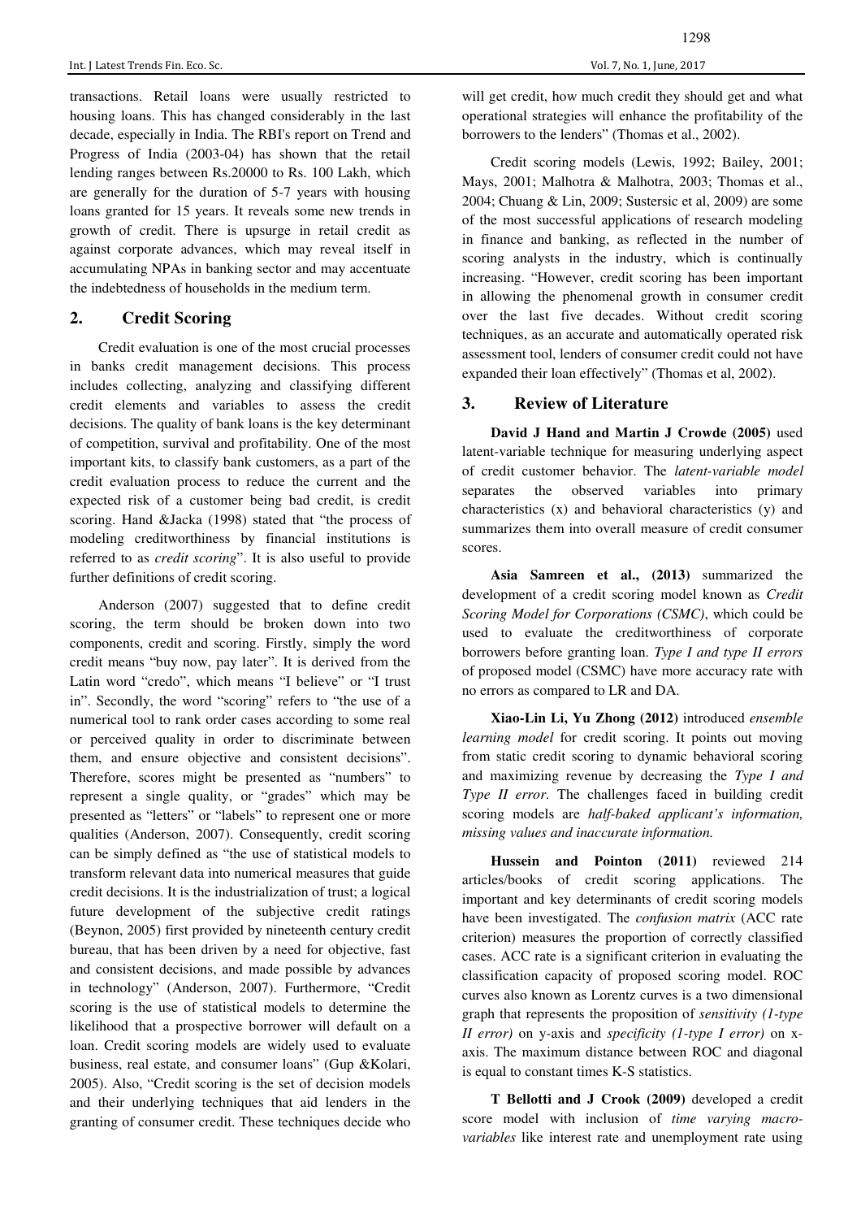transactions. Retail loans were usually restricted to housing loans. This has changed considerably in the last decade, especially in India. The RBI's report on Trend and Progress of India (2003-04) has shown that the retail lending ranges between Rs.20000 to Rs. 100 Lakh, which are generally for the duration of 5-7 years with housing loans granted for 15 years. It reveals some new trends in growth of credit. There is upsurge in retail credit as against corporate advances, which may reveal itself in accumulating NPAs in banking sector and may accentuate the indebtedness of households in the medium term.

## 2. Credit Scoring

Credit evaluation is one of the most crucial processes in banks credit management decisions. This process includes collecting, analyzing and classifying different credit elements and variables to assess the credit decisions. The quality of bank loans is the key determinant of competition, survival and profitability. One of the most important kits, to classify bank customers, as a part of the credit evaluation process to reduce the current and the expected risk of a customer being bad credit, is credit scoring. Hand &Jacka (1998) stated that "the process of modeling creditworthiness by financial institutions is referred to as *credit scoring*". It is also useful to provide further definitions of credit scoring.

Anderson (2007) suggested that to define credit scoring, the term should be broken down into two components, credit and scoring. Firstly, simply the word credit means "buy now, pay later". It is derived from the Latin word "credo", which means "I believe" or "I trust in". Secondly, the word "scoring" refers to "the use of a numerical tool to rank order cases according to some real or perceived quality in order to discriminate between them, and ensure objective and consistent decisions". Therefore, scores might be presented as "numbers" to represent a single quality, or "grades" which may be presented as "letters" or "labels" to represent one or more qualities (Anderson, 2007). Consequently, credit scoring can be simply defined as "the use of statistical models to transform relevant data into numerical measures that guide credit decisions. It is the industrialization of trust; a logical future development of the subjective credit ratings (Beynon, 2005) first provided by nineteenth century credit bureau, that has been driven by a need for objective, fast and consistent decisions, and made possible by advances in technology" (Anderson, 2007). Furthermore, "Credit scoring is the use of statistical models to determine the likelihood that a prospective borrower will default on a loan. Credit scoring models are widely used to evaluate business, real estate, and consumer loans" (Gup &Kolari, 2005). Also, "Credit scoring is the set of decision models and their underlying techniques that aid lenders in the granting of consumer credit. These techniques decide who will get credit, how much credit they should get and what operational strategies will enhance the profitability of the borrowers to the lenders" (Thomas et al., 2002).

Credit scoring models (Lewis, 1992; Bailey, 2001; Mays, 2001; Malhotra & Malhotra, 2003; Thomas et al., 2004; Chuang & Lin, 2009; Sustersic et al, 2009) are some of the most successful applications of research modeling in finance and banking, as reflected in the number of scoring analysts in the industry, which is continually increasing. "However, credit scoring has been important in allowing the phenomenal growth in consumer credit over the last five decades. Without credit scoring techniques, as an accurate and automatically operated risk assessment tool, lenders of consumer credit could not have expanded their loan effectively" (Thomas et al, 2002).

## 3. Review of Literature

**David J Hand and Martin J Crowde (2005)** used latent-variable technique for measuring underlying aspect of credit customer behavior. The *latent-variable model* separates the observed variables into primary characteristics (x) and behavioral characteristics (y) and summarizes them into overall measure of credit consumer scores.

**Asia Samreen et al., (2013)** summarized the development of a credit scoring model known as *Credit Scoring Model for Corporations (CSMC)*, which could be used to evaluate the creditworthiness of corporate borrowers before granting loan. *Type I and type II errors* of proposed model (CSMC) have more accuracy rate with no errors as compared to LR and DA.

**Xiao-Lin Li, Yu Zhong (2012)** introduced *ensemble learning model* for credit scoring. It points out moving from static credit scoring to dynamic behavioral scoring and maximizing revenue by decreasing the *Type I and Type II error*. The challenges faced in building credit scoring models are *half-baked applicant's information, missing values and inaccurate information.*

**Hussein and Pointon (2011)** reviewed 214 articles/books of credit scoring applications. The important and key determinants of credit scoring models have been investigated. The *confusion matrix* (ACC rate criterion) measures the proportion of correctly classified cases. ACC rate is a significant criterion in evaluating the classification capacity of proposed scoring model. ROC curves also known as Lorentz curves is a two dimensional graph that represents the proposition of *sensitivity (1-type II error)* on y-axis and *specificity (1-type I error)* on x-axis. The maximum distance between ROC and diagonal is equal to constant times K-S statistics.

**T Bellotti and J Crook (2009)** developed a credit score model with inclusion of *time varying macro-variables* like interest rate and unemployment rate using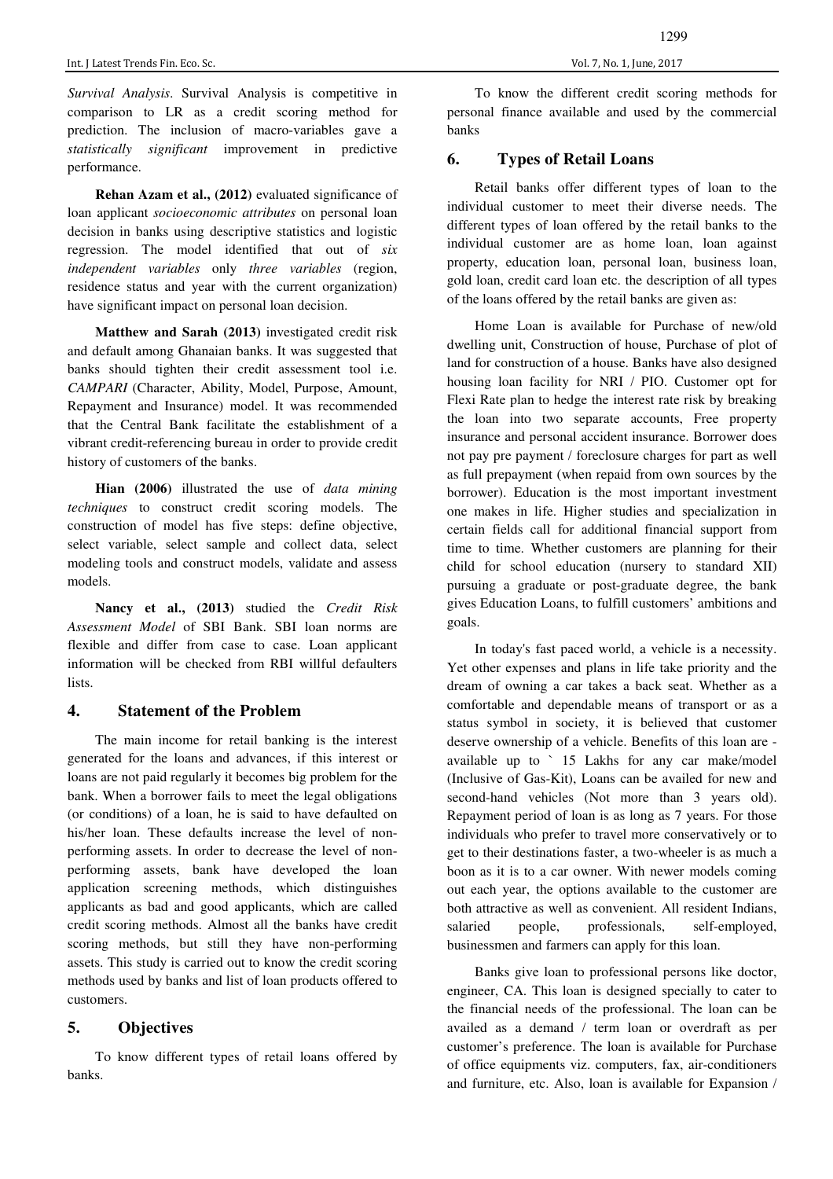*Survival Analysis*. Survival Analysis is competitive in comparison to LR as a credit scoring method for prediction. The inclusion of macro-variables gave a *statistically significant* improvement in predictive performance.

**Rehan Azam et al., (2012)** evaluated significance of loan applicant *socioeconomic attributes* on personal loan decision in banks using descriptive statistics and logistic regression. The model identified that out of *six independent variables* only *three variables* (region, residence status and year with the current organization) have significant impact on personal loan decision.

**Matthew and Sarah (2013)** investigated credit risk and default among Ghanaian banks. It was suggested that banks should tighten their credit assessment tool i.e. *CAMPARI* (Character, Ability, Model, Purpose, Amount, Repayment and Insurance) model. It was recommended that the Central Bank facilitate the establishment of a vibrant credit-referencing bureau in order to provide credit history of customers of the banks.

**Hian (2006)** illustrated the use of *data mining techniques* to construct credit scoring models. The construction of model has five steps: define objective, select variable, select sample and collect data, select modeling tools and construct models, validate and assess models.

**Nancy et al., (2013)** studied the *Credit Risk Assessment Model* of SBI Bank. SBI loan norms are flexible and differ from case to case. Loan applicant information will be checked from RBI willful defaulters lists.

## 4. Statement of the Problem

The main income for retail banking is the interest generated for the loans and advances, if this interest or loans are not paid regularly it becomes big problem for the bank. When a borrower fails to meet the legal obligations (or conditions) of a loan, he is said to have defaulted on his/her loan. These defaults increase the level of non-performing assets. In order to decrease the level of non-performing assets, bank have developed the loan application screening methods, which distinguishes applicants as bad and good applicants, which are called credit scoring methods. Almost all the banks have credit scoring methods, but still they have non-performing assets. This study is carried out to know the credit scoring methods used by banks and list of loan products offered to customers.

## 5. Objectives

To know different types of retail loans offered by banks.

To know the different credit scoring methods for personal finance available and used by the commercial banks

## 6. Types of Retail Loans

Retail banks offer different types of loan to the individual customer to meet their diverse needs. The different types of loan offered by the retail banks to the individual customer are as home loan, loan against property, education loan, personal loan, business loan, gold loan, credit card loan etc. the description of all types of the loans offered by the retail banks are given as:

Home Loan is available for Purchase of new/old dwelling unit, Construction of house, Purchase of plot of land for construction of a house. Banks have also designed housing loan facility for NRI / PIO. Customer opt for Flexi Rate plan to hedge the interest rate risk by breaking the loan into two separate accounts, Free property insurance and personal accident insurance. Borrower does not pay pre payment / foreclosure charges for part as well as full prepayment (when repaid from own sources by the borrower). Education is the most important investment one makes in life. Higher studies and specialization in certain fields call for additional financial support from time to time. Whether customers are planning for their child for school education (nursery to standard XII) pursuing a graduate or post-graduate degree, the bank gives Education Loans, to fulfill customers' ambitions and goals.

In today's fast paced world, a vehicle is a necessity. Yet other expenses and plans in life take priority and the dream of owning a car takes a back seat. Whether as a comfortable and dependable means of transport or as a status symbol in society, it is believed that customer deserve ownership of a vehicle. Benefits of this loan are - available up to ` 15 Lakhs for any car make/model (Inclusive of Gas-Kit), Loans can be availed for new and second-hand vehicles (Not more than 3 years old). Repayment period of loan is as long as 7 years. For those individuals who prefer to travel more conservatively or to get to their destinations faster, a two-wheeler is as much a boon as it is to a car owner. With newer models coming out each year, the options available to the customer are both attractive as well as convenient. All resident Indians, salaried people, professionals, self-employed, businessmen and farmers can apply for this loan.

Banks give loan to professional persons like doctor, engineer, CA. This loan is designed specially to cater to the financial needs of the professional. The loan can be availed as a demand / term loan or overdraft as per customer's preference. The loan is available for Purchase of office equipments viz. computers, fax, air-conditioners and furniture, etc. Also, loan is available for Expansion /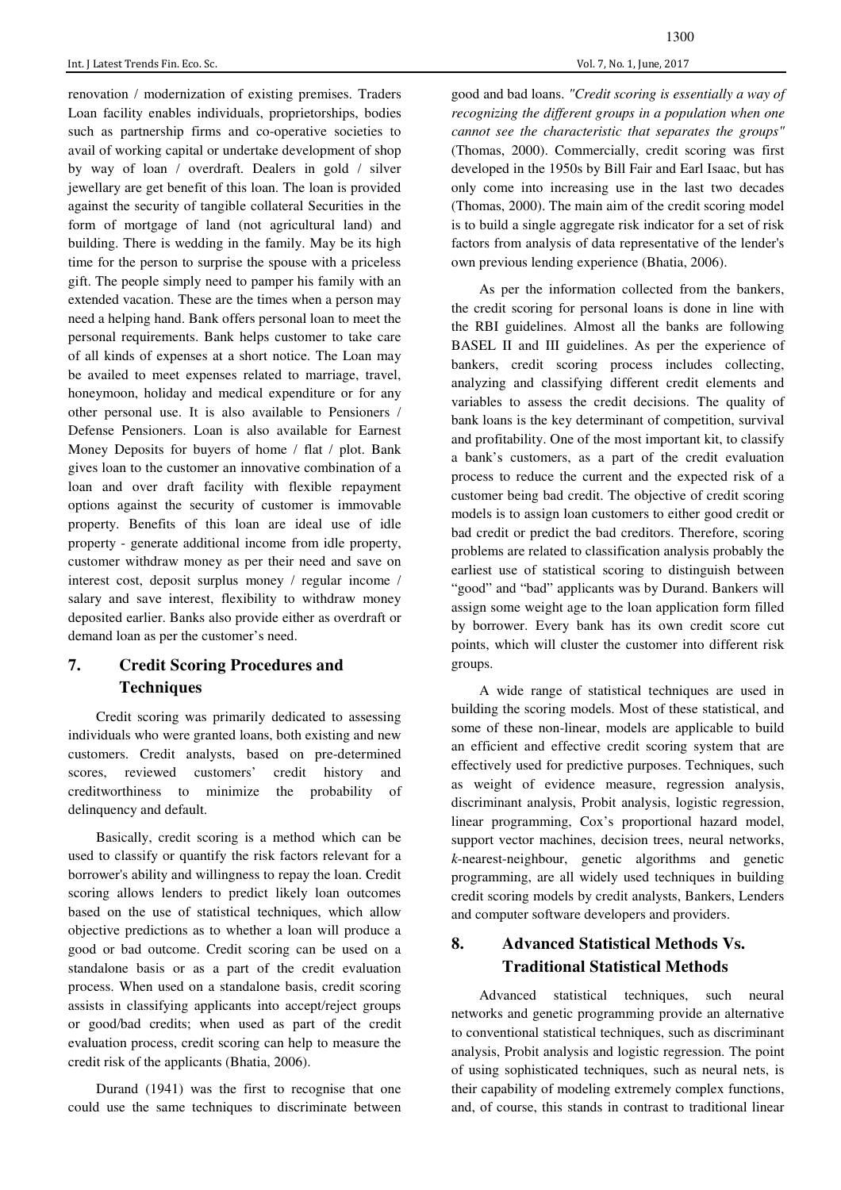renovation / modernization of existing premises. Traders Loan facility enables individuals, proprietorships, bodies such as partnership firms and co-operative societies to avail of working capital or undertake development of shop by way of loan / overdraft. Dealers in gold / silver jewellary are get benefit of this loan. The loan is provided against the security of tangible collateral Securities in the form of mortgage of land (not agricultural land) and building. There is wedding in the family. May be its high time for the person to surprise the spouse with a priceless gift. The people simply need to pamper his family with an extended vacation. These are the times when a person may need a helping hand. Bank offers personal loan to meet the personal requirements. Bank helps customer to take care of all kinds of expenses at a short notice. The Loan may be availed to meet expenses related to marriage, travel, honeymoon, holiday and medical expenditure or for any other personal use. It is also available to Pensioners / Defense Pensioners. Loan is also available for Earnest Money Deposits for buyers of home / flat / plot. Bank gives loan to the customer an innovative combination of a loan and over draft facility with flexible repayment options against the security of customer is immovable property. Benefits of this loan are ideal use of idle property - generate additional income from idle property, customer withdraw money as per their need and save on interest cost, deposit surplus money / regular income / salary and save interest, flexibility to withdraw money deposited earlier. Banks also provide either as overdraft or demand loan as per the customer's need.

## 7. Credit Scoring Procedures and Techniques

Credit scoring was primarily dedicated to assessing individuals who were granted loans, both existing and new customers. Credit analysts, based on pre-determined scores, reviewed customers' credit history and creditworthiness to minimize the probability of delinquency and default.

Basically, credit scoring is a method which can be used to classify or quantify the risk factors relevant for a borrower's ability and willingness to repay the loan. Credit scoring allows lenders to predict likely loan outcomes based on the use of statistical techniques, which allow objective predictions as to whether a loan will produce a good or bad outcome. Credit scoring can be used on a standalone basis or as a part of the credit evaluation process. When used on a standalone basis, credit scoring assists in classifying applicants into accept/reject groups or good/bad credits; when used as part of the credit evaluation process, credit scoring can help to measure the credit risk of the applicants (Bhatia, 2006).

Durand (1941) was the first to recognise that one could use the same techniques to discriminate between good and bad loans. *"Credit scoring is essentially a way of recognizing the different groups in a population when one cannot see the characteristic that separates the groups"* (Thomas, 2000). Commercially, credit scoring was first developed in the 1950s by Bill Fair and Earl Isaac, but has only come into increasing use in the last two decades (Thomas, 2000). The main aim of the credit scoring model is to build a single aggregate risk indicator for a set of risk factors from analysis of data representative of the lender's own previous lending experience (Bhatia, 2006).

As per the information collected from the bankers, the credit scoring for personal loans is done in line with the RBI guidelines. Almost all the banks are following BASEL II and III guidelines. As per the experience of bankers, credit scoring process includes collecting, analyzing and classifying different credit elements and variables to assess the credit decisions. The quality of bank loans is the key determinant of competition, survival and profitability. One of the most important kit, to classify a bank's customers, as a part of the credit evaluation process to reduce the current and the expected risk of a customer being bad credit. The objective of credit scoring models is to assign loan customers to either good credit or bad credit or predict the bad creditors. Therefore, scoring problems are related to classification analysis probably the earliest use of statistical scoring to distinguish between "good" and "bad" applicants was by Durand. Bankers will assign some weight age to the loan application form filled by borrower. Every bank has its own credit score cut points, which will cluster the customer into different risk groups.

A wide range of statistical techniques are used in building the scoring models. Most of these statistical, and some of these non-linear, models are applicable to build an efficient and effective credit scoring system that are effectively used for predictive purposes. Techniques, such as weight of evidence measure, regression analysis, discriminant analysis, Probit analysis, logistic regression, linear programming, Cox's proportional hazard model, support vector machines, decision trees, neural networks, *k*-nearest-neighbour, genetic algorithms and genetic programming, are all widely used techniques in building credit scoring models by credit analysts, Bankers, Lenders and computer software developers and providers.

## 8. Advanced Statistical Methods Vs. Traditional Statistical Methods

Advanced statistical techniques, such neural networks and genetic programming provide an alternative to conventional statistical techniques, such as discriminant analysis, Probit analysis and logistic regression. The point of using sophisticated techniques, such as neural nets, is their capability of modeling extremely complex functions, and, of course, this stands in contrast to traditional linear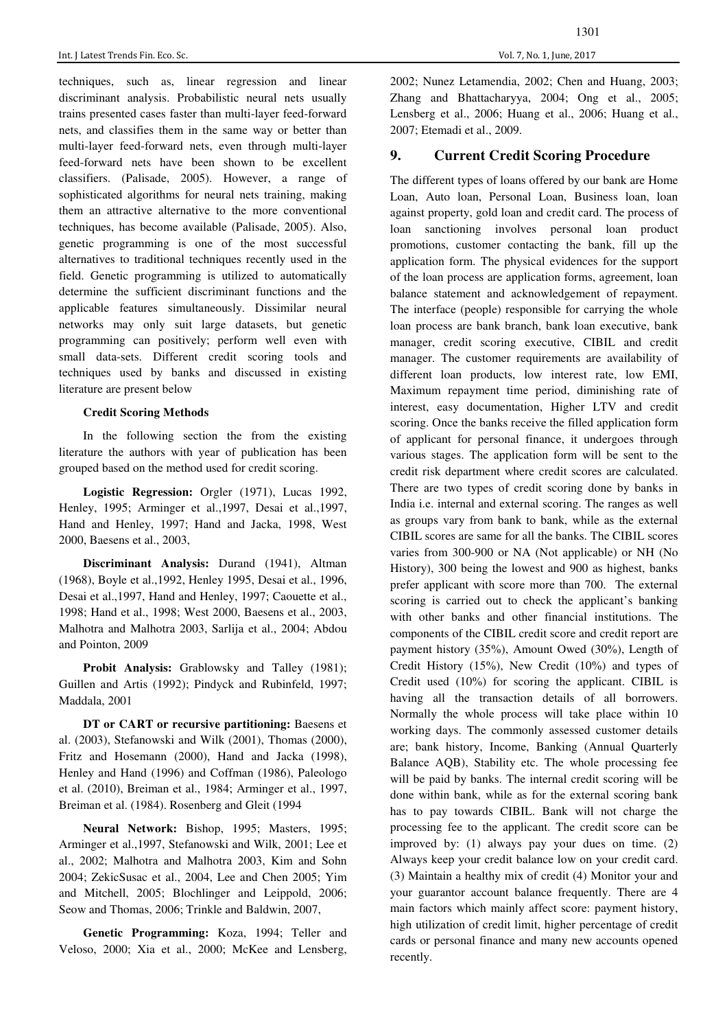techniques, such as, linear regression and linear discriminant analysis. Probabilistic neural nets usually trains presented cases faster than multi-layer feed-forward nets, and classifies them in the same way or better than multi-layer feed-forward nets, even through multi-layer feed-forward nets have been shown to be excellent classifiers. (Palisade, 2005). However, a range of sophisticated algorithms for neural nets training, making them an attractive alternative to the more conventional techniques, has become available (Palisade, 2005). Also, genetic programming is one of the most successful alternatives to traditional techniques recently used in the field. Genetic programming is utilized to automatically determine the sufficient discriminant functions and the applicable features simultaneously. Dissimilar neural networks may only suit large datasets, but genetic programming can positively; perform well even with small data-sets. Different credit scoring tools and techniques used by banks and discussed in existing literature are present below

**Credit Scoring Methods**

In the following section the from the existing literature the authors with year of publication has been grouped based on the method used for credit scoring.

**Logistic Regression:** Orgler (1971), Lucas 1992, Henley, 1995; Arminger et al.,1997, Desai et al.,1997, Hand and Henley, 1997; Hand and Jacka, 1998, West 2000, Baesens et al., 2003,

**Discriminant Analysis:** Durand (1941), Altman (1968), Boyle et al.,1992, Henley 1995, Desai et al., 1996, Desai et al.,1997, Hand and Henley, 1997; Caouette et al., 1998; Hand et al., 1998; West 2000, Baesens et al., 2003, Malhotra and Malhotra 2003, Sarlija et al., 2004; Abdou and Pointon, 2009

**Probit Analysis:** Grablowsky and Talley (1981); Guillen and Artis (1992); Pindyck and Rubinfeld, 1997; Maddala, 2001

**DT or CART or recursive partitioning:** Baesens et al. (2003), Stefanowski and Wilk (2001), Thomas (2000), Fritz and Hosemann (2000), Hand and Jacka (1998), Henley and Hand (1996) and Coffman (1986), Paleologo et al. (2010), Breiman et al., 1984; Arminger et al., 1997, Breiman et al. (1984). Rosenberg and Gleit (1994

**Neural Network:** Bishop, 1995; Masters, 1995; Arminger et al.,1997, Stefanowski and Wilk, 2001; Lee et al., 2002; Malhotra and Malhotra 2003, Kim and Sohn 2004; ZekicSusac et al., 2004, Lee and Chen 2005; Yim and Mitchell, 2005; Blochlinger and Leippold, 2006; Seow and Thomas, 2006; Trinkle and Baldwin, 2007,

**Genetic Programming:** Koza, 1994; Teller and Veloso, 2000; Xia et al., 2000; McKee and Lensberg, 2002; Nunez Letamendia, 2002; Chen and Huang, 2003; Zhang and Bhattacharyya, 2004; Ong et al., 2005; Lensberg et al., 2006; Huang et al., 2006; Huang et al., 2007; Etemadi et al., 2009.

## 9. Current Credit Scoring Procedure

The different types of loans offered by our bank are Home Loan, Auto loan, Personal Loan, Business loan, loan against property, gold loan and credit card. The process of loan sanctioning involves personal loan product promotions, customer contacting the bank, fill up the application form. The physical evidences for the support of the loan process are application forms, agreement, loan balance statement and acknowledgement of repayment. The interface (people) responsible for carrying the whole loan process are bank branch, bank loan executive, bank manager, credit scoring executive, CIBIL and credit manager. The customer requirements are availability of different loan products, low interest rate, low EMI, Maximum repayment time period, diminishing rate of interest, easy documentation, Higher LTV and credit scoring. Once the banks receive the filled application form of applicant for personal finance, it undergoes through various stages. The application form will be sent to the credit risk department where credit scores are calculated. There are two types of credit scoring done by banks in India i.e. internal and external scoring. The ranges as well as groups vary from bank to bank, while as the external CIBIL scores are same for all the banks. The CIBIL scores varies from 300-900 or NA (Not applicable) or NH (No History), 300 being the lowest and 900 as highest, banks prefer applicant with score more than 700. The external scoring is carried out to check the applicant's banking with other banks and other financial institutions. The components of the CIBIL credit score and credit report are payment history (35%), Amount Owed (30%), Length of Credit History (15%), New Credit (10%) and types of Credit used (10%) for scoring the applicant. CIBIL is having all the transaction details of all borrowers. Normally the whole process will take place within 10 working days. The commonly assessed customer details are; bank history, Income, Banking (Annual Quarterly Balance AQB), Stability etc. The whole processing fee will be paid by banks. The internal credit scoring will be done within bank, while as for the external scoring bank has to pay towards CIBIL. Bank will not charge the processing fee to the applicant. The credit score can be improved by: (1) always pay your dues on time. (2) Always keep your credit balance low on your credit card. (3) Maintain a healthy mix of credit (4) Monitor your and your guarantor account balance frequently. There are 4 main factors which mainly affect score: payment history, high utilization of credit limit, higher percentage of credit cards or personal finance and many new accounts opened recently.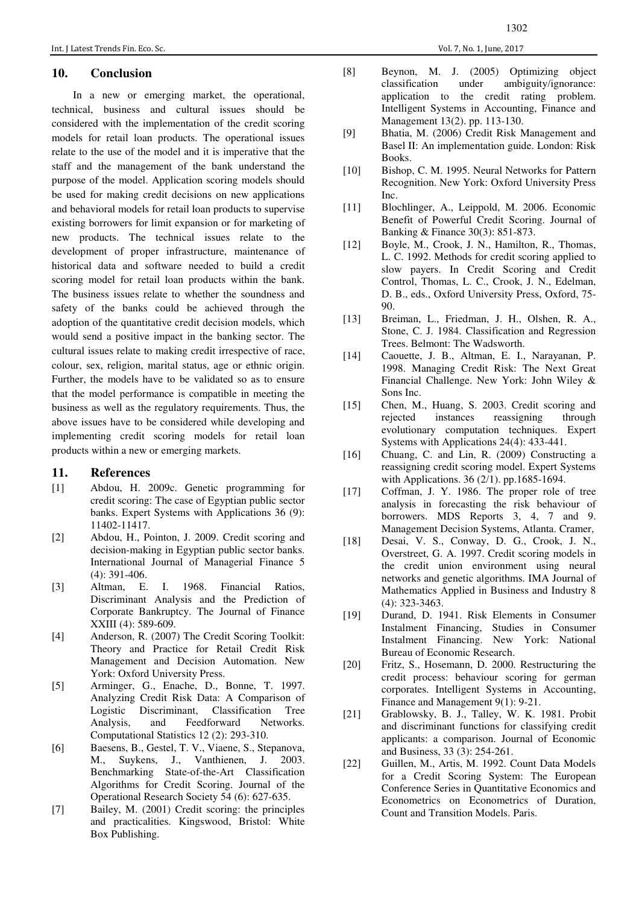## 10. Conclusion

In a new or emerging market, the operational, technical, business and cultural issues should be considered with the implementation of the credit scoring models for retail loan products. The operational issues relate to the use of the model and it is imperative that the staff and the management of the bank understand the purpose of the model. Application scoring models should be used for making credit decisions on new applications and behavioral models for retail loan products to supervise existing borrowers for limit expansion or for marketing of new products. The technical issues relate to the development of proper infrastructure, maintenance of historical data and software needed to build a credit scoring model for retail loan products within the bank. The business issues relate to whether the soundness and safety of the banks could be achieved through the adoption of the quantitative credit decision models, which would send a positive impact in the banking sector. The cultural issues relate to making credit irrespective of race, colour, sex, religion, marital status, age or ethnic origin. Further, the models have to be validated so as to ensure that the model performance is compatible in meeting the business as well as the regulatory requirements. Thus, the above issues have to be considered while developing and implementing credit scoring models for retail loan products within a new or emerging markets.

## 11. References

[1] Abdou, H. 2009c. Genetic programming for credit scoring: The case of Egyptian public sector banks. Expert Systems with Applications 36 (9): 11402-11417.

[2] Abdou, H., Pointon, J. 2009. Credit scoring and decision-making in Egyptian public sector banks. International Journal of Managerial Finance 5 (4): 391-406.

[3] Altman, E. I. 1968. Financial Ratios, Discriminant Analysis and the Prediction of Corporate Bankruptcy. The Journal of Finance XXIII (4): 589-609.

[4] Anderson, R. (2007) The Credit Scoring Toolkit: Theory and Practice for Retail Credit Risk Management and Decision Automation. New York: Oxford University Press.

[5] Arminger, G., Enache, D., Bonne, T. 1997. Analyzing Credit Risk Data: A Comparison of Logistic Discriminant, Classification Tree Analysis, and Feedforward Networks. Computational Statistics 12 (2): 293-310.

[6] Baesens, B., Gestel, T. V., Viaene, S., Stepanova, M., Suykens, J., Vanthienen, J. 2003. Benchmarking State-of-the-Art Classification Algorithms for Credit Scoring. Journal of the Operational Research Society 54 (6): 627-635.

[7] Bailey, M. (2001) Credit scoring: the principles and practicalities. Kingswood, Bristol: White Box Publishing.

[8] Beynon, M. J. (2005) Optimizing object classification under ambiguity/ignorance: application to the credit rating problem. Intelligent Systems in Accounting, Finance and Management 13(2). pp. 113-130.

[9] Bhatia, M. (2006) Credit Risk Management and Basel II: An implementation guide. London: Risk Books.

[10] Bishop, C. M. 1995. Neural Networks for Pattern Recognition. New York: Oxford University Press Inc.

[11] Blochlinger, A., Leippold, M. 2006. Economic Benefit of Powerful Credit Scoring. Journal of Banking & Finance 30(3): 851-873.

[12] Boyle, M., Crook, J. N., Hamilton, R., Thomas, L. C. 1992. Methods for credit scoring applied to slow payers. In Credit Scoring and Credit Control, Thomas, L. C., Crook, J. N., Edelman, D. B., eds., Oxford University Press, Oxford, 75-90.

[13] Breiman, L., Friedman, J. H., Olshen, R. A., Stone, C. J. 1984. Classification and Regression Trees. Belmont: The Wadsworth.

[14] Caouette, J. B., Altman, E. I., Narayanan, P. 1998. Managing Credit Risk: The Next Great Financial Challenge. New York: John Wiley & Sons Inc.

[15] Chen, M., Huang, S. 2003. Credit scoring and rejected instances reassigning through evolutionary computation techniques. Expert Systems with Applications 24(4): 433-441.

[16] Chuang, C. and Lin, R. (2009) Constructing a reassigning credit scoring model. Expert Systems with Applications. 36 (2/1). pp.1685-1694.

[17] Coffman, J. Y. 1986. The proper role of tree analysis in forecasting the risk behaviour of borrowers. MDS Reports 3, 4, 7 and 9. Management Decision Systems, Atlanta. Cramer,

[18] Desai, V. S., Conway, D. G., Crook, J. N., Overstreet, G. A. 1997. Credit scoring models in the credit union environment using neural networks and genetic algorithms. IMA Journal of Mathematics Applied in Business and Industry 8 (4): 323-3463.

[19] Durand, D. 1941. Risk Elements in Consumer Instalment Financing, Studies in Consumer Instalment Financing. New York: National Bureau of Economic Research.

[20] Fritz, S., Hosemann, D. 2000. Restructuring the credit process: behaviour scoring for german corporates. Intelligent Systems in Accounting, Finance and Management 9(1): 9-21.

[21] Grablowsky, B. J., Talley, W. K. 1981. Probit and discriminant functions for classifying credit applicants: a comparison. Journal of Economic and Business, 33 (3): 254-261.

[22] Guillen, M., Artis, M. 1992. Count Data Models for a Credit Scoring System: The European Conference Series in Quantitative Economics and Econometrics on Econometrics of Duration, Count and Transition Models. Paris.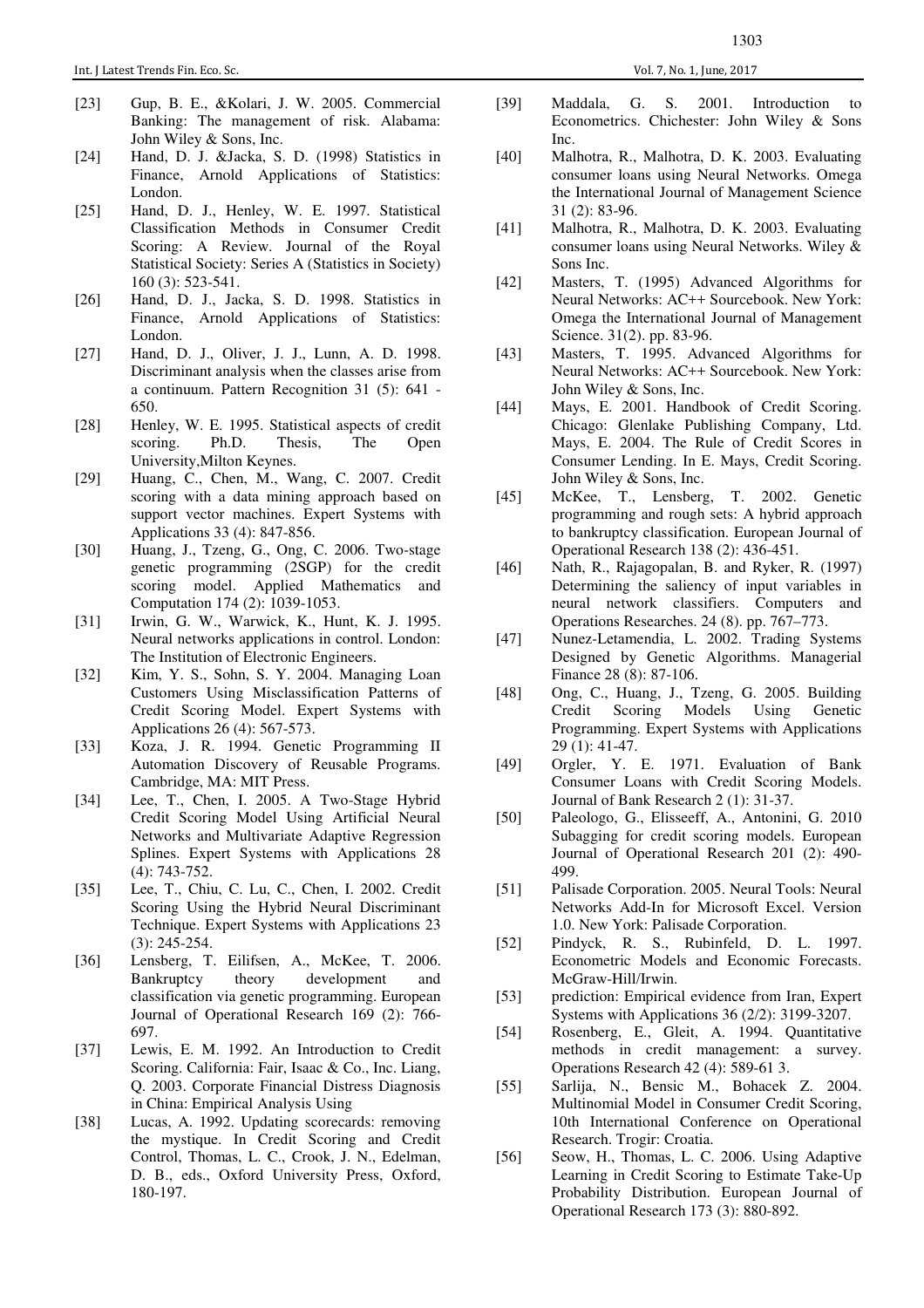[23] Gup, B. E., &Kolari, J. W. 2005. Commercial Banking: The management of risk. Alabama: John Wiley & Sons, Inc.

[24] Hand, D. J. &Jacka, S. D. (1998) Statistics in Finance, Arnold Applications of Statistics: London.

[25] Hand, D. J., Henley, W. E. 1997. Statistical Classification Methods in Consumer Credit Scoring: A Review. Journal of the Royal Statistical Society: Series A (Statistics in Society) 160 (3): 523-541.

[26] Hand, D. J., Jacka, S. D. 1998. Statistics in Finance, Arnold Applications of Statistics: London.

[27] Hand, D. J., Oliver, J. J., Lunn, A. D. 1998. Discriminant analysis when the classes arise from a continuum. Pattern Recognition 31 (5): 641 - 650.

[28] Henley, W. E. 1995. Statistical aspects of credit scoring. Ph.D. Thesis, The Open University,Milton Keynes.

[29] Huang, C., Chen, M., Wang, C. 2007. Credit scoring with a data mining approach based on support vector machines. Expert Systems with Applications 33 (4): 847-856.

[30] Huang, J., Tzeng, G., Ong, C. 2006. Two-stage genetic programming (2SGP) for the credit scoring model. Applied Mathematics and Computation 174 (2): 1039-1053.

[31] Irwin, G. W., Warwick, K., Hunt, K. J. 1995. Neural networks applications in control. London: The Institution of Electronic Engineers.

[32] Kim, Y. S., Sohn, S. Y. 2004. Managing Loan Customers Using Misclassification Patterns of Credit Scoring Model. Expert Systems with Applications 26 (4): 567-573.

[33] Koza, J. R. 1994. Genetic Programming II Automation Discovery of Reusable Programs. Cambridge, MA: MIT Press.

[34] Lee, T., Chen, I. 2005. A Two-Stage Hybrid Credit Scoring Model Using Artificial Neural Networks and Multivariate Adaptive Regression Splines. Expert Systems with Applications 28 (4): 743-752.

[35] Lee, T., Chiu, C. Lu, C., Chen, I. 2002. Credit Scoring Using the Hybrid Neural Discriminant Technique. Expert Systems with Applications 23 (3): 245-254.

[36] Lensberg, T. Eilifsen, A., McKee, T. 2006. Bankruptcy theory development and classification via genetic programming. European Journal of Operational Research 169 (2): 766-697.

[37] Lewis, E. M. 1992. An Introduction to Credit Scoring. California: Fair, Isaac & Co., Inc. Liang, Q. 2003. Corporate Financial Distress Diagnosis in China: Empirical Analysis Using

[38] Lucas, A. 1992. Updating scorecards: removing the mystique. In Credit Scoring and Credit Control, Thomas, L. C., Crook, J. N., Edelman, D. B., eds., Oxford University Press, Oxford, 180-197.

[39] Maddala, G. S. 2001. Introduction to Econometrics. Chichester: John Wiley & Sons Inc.

[40] Malhotra, R., Malhotra, D. K. 2003. Evaluating consumer loans using Neural Networks. Omega the International Journal of Management Science 31 (2): 83-96.

[41] Malhotra, R., Malhotra, D. K. 2003. Evaluating consumer loans using Neural Networks. Wiley & Sons Inc.

[42] Masters, T. (1995) Advanced Algorithms for Neural Networks: AC++ Sourcebook. New York: Omega the International Journal of Management Science. 31(2). pp. 83-96.

[43] Masters, T. 1995. Advanced Algorithms for Neural Networks: AC++ Sourcebook. New York: John Wiley & Sons, Inc.

[44] Mays, E. 2001. Handbook of Credit Scoring. Chicago: Glenlake Publishing Company, Ltd. Mays, E. 2004. The Rule of Credit Scores in Consumer Lending. In E. Mays, Credit Scoring. John Wiley & Sons, Inc.

[45] McKee, T., Lensberg, T. 2002. Genetic programming and rough sets: A hybrid approach to bankruptcy classification. European Journal of Operational Research 138 (2): 436-451.

[46] Nath, R., Rajagopalan, B. and Ryker, R. (1997) Determining the saliency of input variables in neural network classifiers. Computers and Operations Researches. 24 (8). pp. 767–773.

[47] Nunez-Letamendia, L. 2002. Trading Systems Designed by Genetic Algorithms. Managerial Finance 28 (8): 87-106.

[48] Ong, C., Huang, J., Tzeng, G. 2005. Building Credit Scoring Models Using Genetic Programming. Expert Systems with Applications 29 (1): 41-47.

[49] Orgler, Y. E. 1971. Evaluation of Bank Consumer Loans with Credit Scoring Models. Journal of Bank Research 2 (1): 31-37.

[50] Paleologo, G., Elisseeff, A., Antonini, G. 2010 Subagging for credit scoring models. European Journal of Operational Research 201 (2): 490-499.

[51] Palisade Corporation. 2005. Neural Tools: Neural Networks Add-In for Microsoft Excel. Version 1.0. New York: Palisade Corporation.

[52] Pindyck, R. S., Rubinfeld, D. L. 1997. Econometric Models and Economic Forecasts. McGraw-Hill/Irwin.

[53] prediction: Empirical evidence from Iran, Expert Systems with Applications 36 (2/2): 3199-3207.

[54] Rosenberg, E., Gleit, A. 1994. Quantitative methods in credit management: a survey. Operations Research 42 (4): 589-61 3.

[55] Sarlija, N., Bensic M., Bohacek Z. 2004. Multinomial Model in Consumer Credit Scoring, 10th International Conference on Operational Research. Trogir: Croatia.

[56] Seow, H., Thomas, L. C. 2006. Using Adaptive Learning in Credit Scoring to Estimate Take-Up Probability Distribution. European Journal of Operational Research 173 (3): 880-892.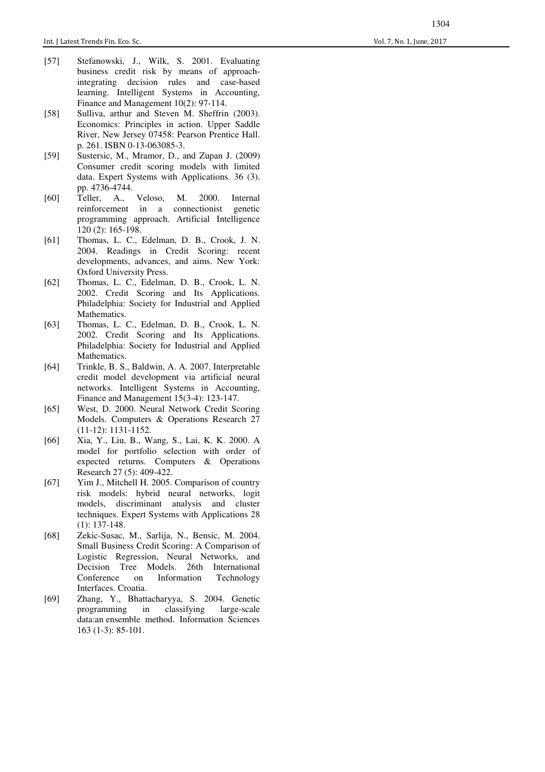[57] Stefanowski, J., Wilk, S. 2001. Evaluating business credit risk by means of approach-integrating decision rules and case-based learning. Intelligent Systems in Accounting, Finance and Management 10(2): 97-114.

[58] Sulliva, arthur and Steven M. Sheffrin (2003). Economics: Principles in action. Upper Saddle River, New Jersey 07458: Pearson Prentice Hall. p. 261. ISBN 0-13-063085-3.

[59] Sustersic, M., Mramor, D., and Zupan J. (2009) Consumer credit scoring models with limited data. Expert Systems with Applications. 36 (3). pp. 4736-4744.

[60] Teller, A., Veloso, M. 2000. Internal reinforcement in a connectionist genetic programming approach. Artificial Intelligence 120 (2): 165-198.

[61] Thomas, L. C., Edelman, D. B., Crook, J. N. 2004. Readings in Credit Scoring: recent developments, advances, and aims. New York: Oxford University Press.

[62] Thomas, L. C., Edelman, D. B., Crook, L. N. 2002. Credit Scoring and Its Applications. Philadelphia: Society for Industrial and Applied Mathematics.

[63] Thomas, L. C., Edelman, D. B., Crook, L. N. 2002. Credit Scoring and Its Applications. Philadelphia: Society for Industrial and Applied Mathematics.

[64] Trinkle, B. S., Baldwin, A. A. 2007. Interpretable credit model development via artificial neural networks. Intelligent Systems in Accounting, Finance and Management 15(3-4): 123-147.

[65] West, D. 2000. Neural Network Credit Scoring Models. Computers & Operations Research 27 (11-12): 1131-1152.

[66] Xia, Y., Liu, B., Wang, S., Lai, K. K. 2000. A model for portfolio selection with order of expected returns. Computers & Operations Research 27 (5): 409-422.

[67] Yim J., Mitchell H. 2005. Comparison of country risk models: hybrid neural networks, logit models, discriminant analysis and cluster techniques. Expert Systems with Applications 28 (1): 137-148.

[68] Zekic-Susac, M., Sarlija, N., Bensic, M. 2004. Small Business Credit Scoring: A Comparison of Logistic Regression, Neural Networks, and Decision Tree Models. 26th International Conference on Information Technology Interfaces. Croatia.

[69] Zhang, Y., Bhattacharyya, S. 2004. Genetic programming in classifying large-scale data:an ensemble method. Information Sciences 163 (1-3): 85-101.